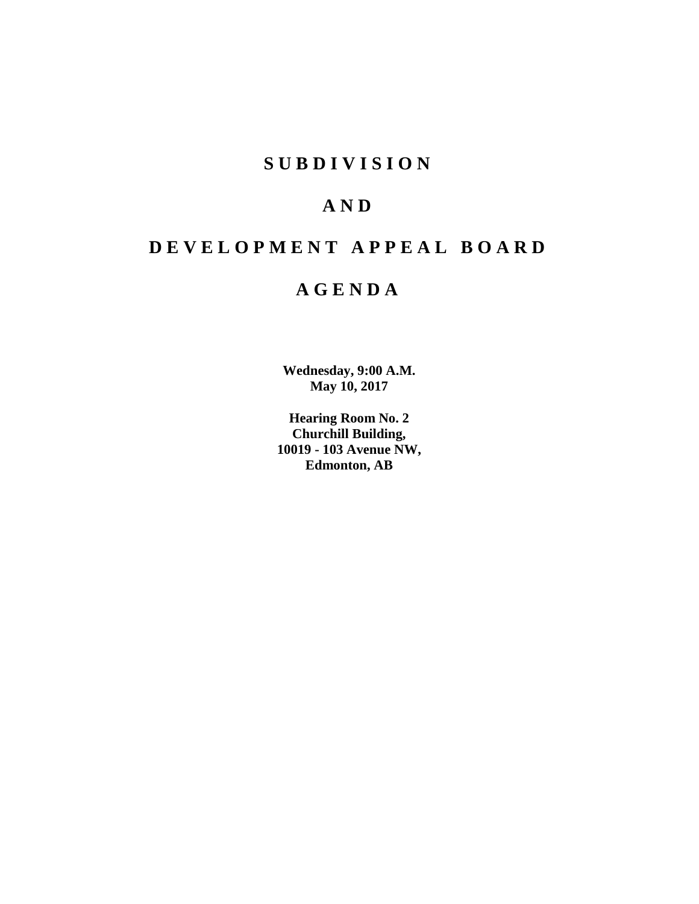# SUBDIVISION

# AND

# DEVELOPMENT APPEAL BOARD

# AGENDA

**Wednesday, 9:00 A.M.**
**May 10, 2017**

**Hearing Room No. 2**
**Churchill Building,**
**10019 - 103 Avenue NW,**
**Edmonton, AB**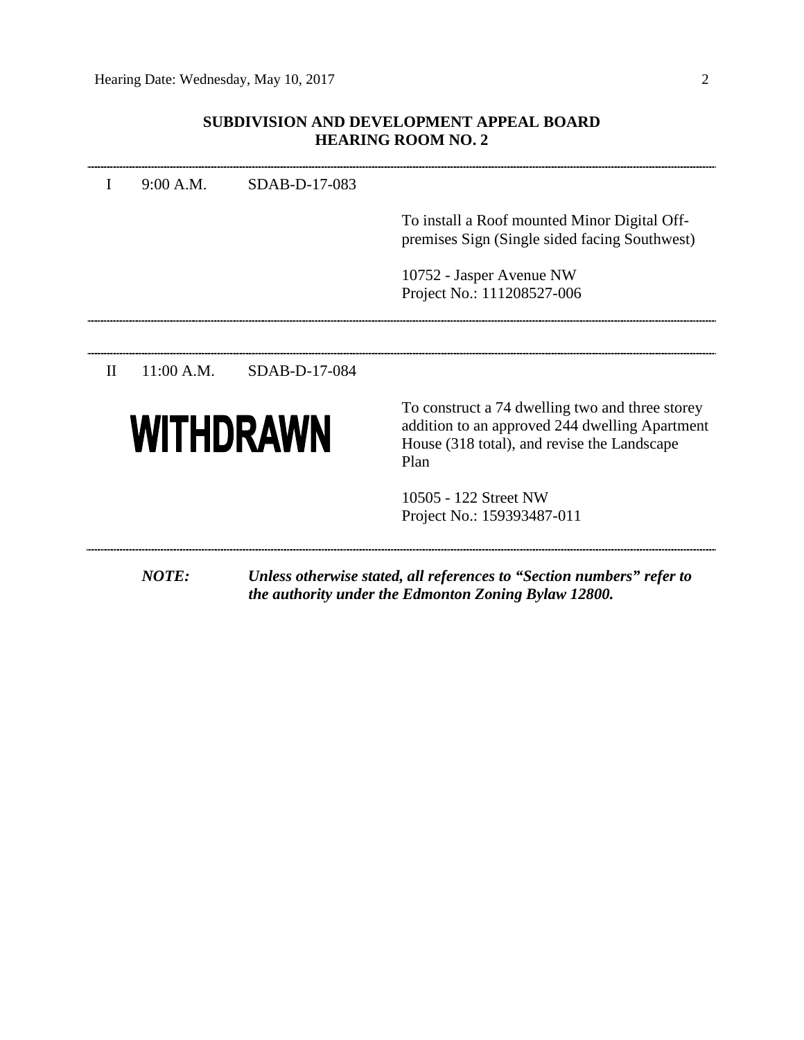## SUBDIVISION AND DEVELOPMENT APPEAL BOARD
## HEARING ROOM NO. 2

---

| | | | |
|---|---|---|---|
| I | 9:00 A.M. | SDAB-D-17-083 | To install a Roof mounted Minor Digital Off-premises Sign (Single sided facing Southwest)<br><br>10752 - Jasper Avenue NW<br>Project No.: 111208527-006 |

---

| | | | |
|---|---|---|---|
| II | 11:00 A.M. | SDAB-D-17-084 | |
| | **WITHDRAWN** | | To construct a 74 dwelling two and three storey addition to an approved 244 dwelling Apartment House (318 total), and revise the Landscape Plan<br><br>10505 - 122 Street NW<br>Project No.: 159393487-011 |

---

***NOTE:*** ***Unless otherwise stated, all references to "Section numbers" refer to the authority under the Edmonton Zoning Bylaw 12800.***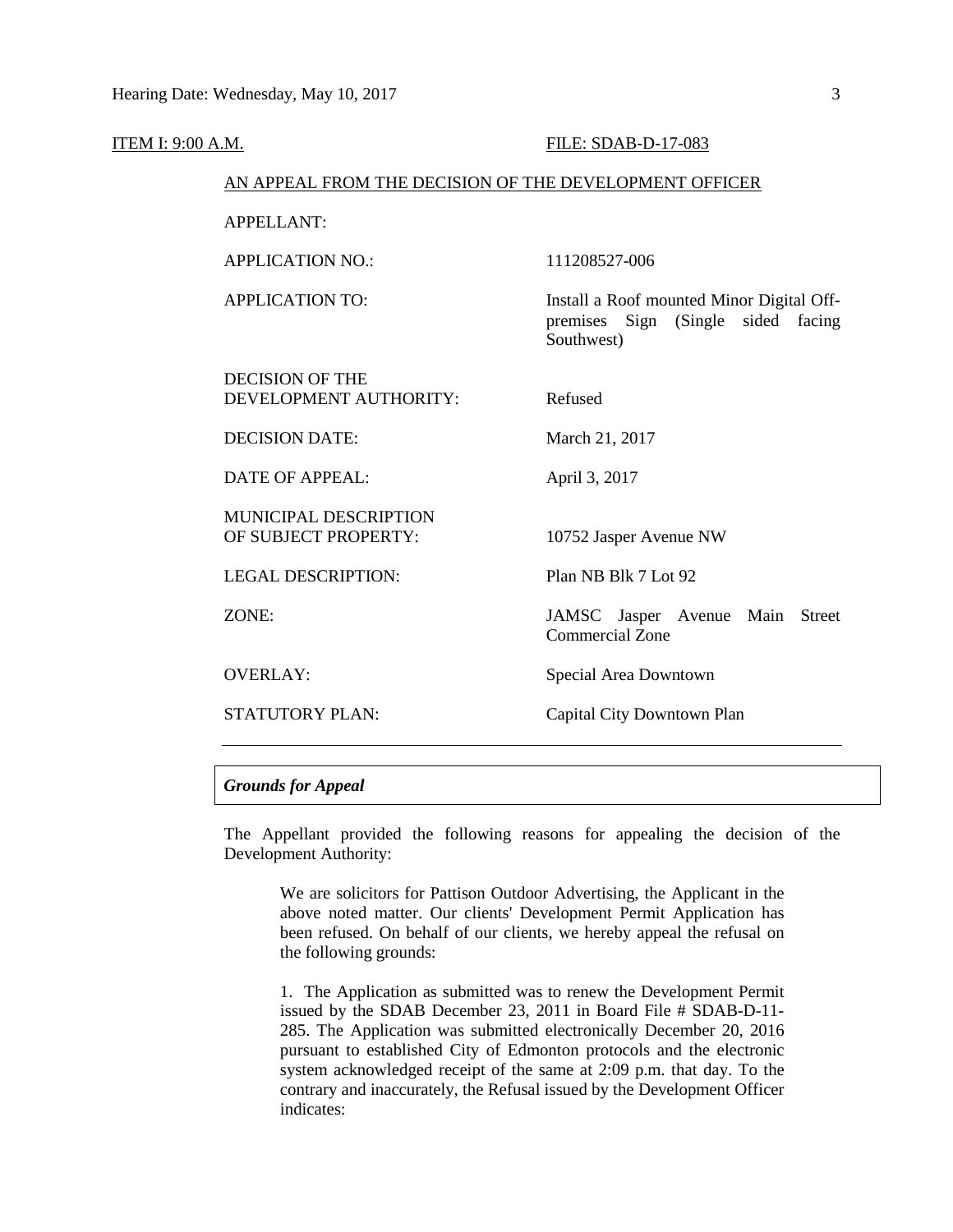ITEM I: 9:00 A.M. FILE: SDAB-D-17-083

AN APPEAL FROM THE DECISION OF THE DEVELOPMENT OFFICER

| | |
|---|---|
| APPELLANT: | |
| APPLICATION NO.: | 111208527-006 |
| APPLICATION TO: | Install a Roof mounted Minor Digital Off-premises Sign (Single sided facing Southwest) |
| DECISION OF THE DEVELOPMENT AUTHORITY: | Refused |
| DECISION DATE: | March 21, 2017 |
| DATE OF APPEAL: | April 3, 2017 |
| MUNICIPAL DESCRIPTION OF SUBJECT PROPERTY: | 10752 Jasper Avenue NW |
| LEGAL DESCRIPTION: | Plan NB Blk 7 Lot 92 |
| ZONE: | JAMSC Jasper Avenue Main Street Commercial Zone |
| OVERLAY: | Special Area Downtown |
| STATUTORY PLAN: | Capital City Downtown Plan |

***Grounds for Appeal***

The Appellant provided the following reasons for appealing the decision of the Development Authority:

> We are solicitors for Pattison Outdoor Advertising, the Applicant in the above noted matter. Our clients' Development Permit Application has been refused. On behalf of our clients, we hereby appeal the refusal on the following grounds:
>
> 1. The Application as submitted was to renew the Development Permit issued by the SDAB December 23, 2011 in Board File # SDAB-D-11-285. The Application was submitted electronically December 20, 2016 pursuant to established City of Edmonton protocols and the electronic system acknowledged receipt of the same at 2:09 p.m. that day. To the contrary and inaccurately, the Refusal issued by the Development Officer indicates: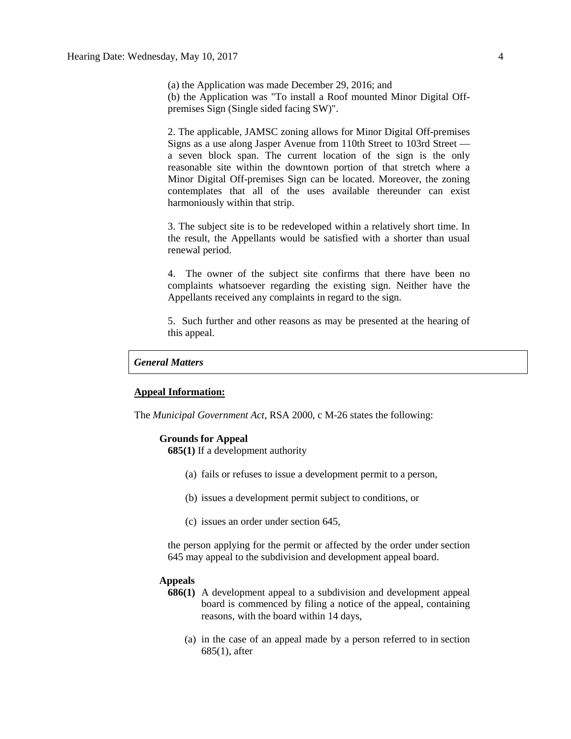(a) the Application was made December 29, 2016; and
(b) the Application was "To install a Roof mounted Minor Digital Off-premises Sign (Single sided facing SW)".

2. The applicable, JAMSC zoning allows for Minor Digital Off-premises Signs as a use along Jasper Avenue from 110th Street to 103rd Street — a seven block span. The current location of the sign is the only reasonable site within the downtown portion of that stretch where a Minor Digital Off-premises Sign can be located. Moreover, the zoning contemplates that all of the uses available thereunder can exist harmoniously within that strip.

3. The subject site is to be redeveloped within a relatively short time. In the result, the Appellants would be satisfied with a shorter than usual renewal period.

4. The owner of the subject site confirms that there have been no complaints whatsoever regarding the existing sign. Neither have the Appellants received any complaints in regard to the sign.

5. Such further and other reasons as may be presented at the hearing of this appeal.

***General Matters***

**Appeal Information:**

The *Municipal Government Act*, RSA 2000, c M-26 states the following:

**Grounds for Appeal**

**685(1)** If a development authority

(a) fails or refuses to issue a development permit to a person,

(b) issues a development permit subject to conditions, or

(c) issues an order under section 645,

the person applying for the permit or affected by the order under section 645 may appeal to the subdivision and development appeal board.

**Appeals**

**686(1)** A development appeal to a subdivision and development appeal board is commenced by filing a notice of the appeal, containing reasons, with the board within 14 days,

(a) in the case of an appeal made by a person referred to in section 685(1), after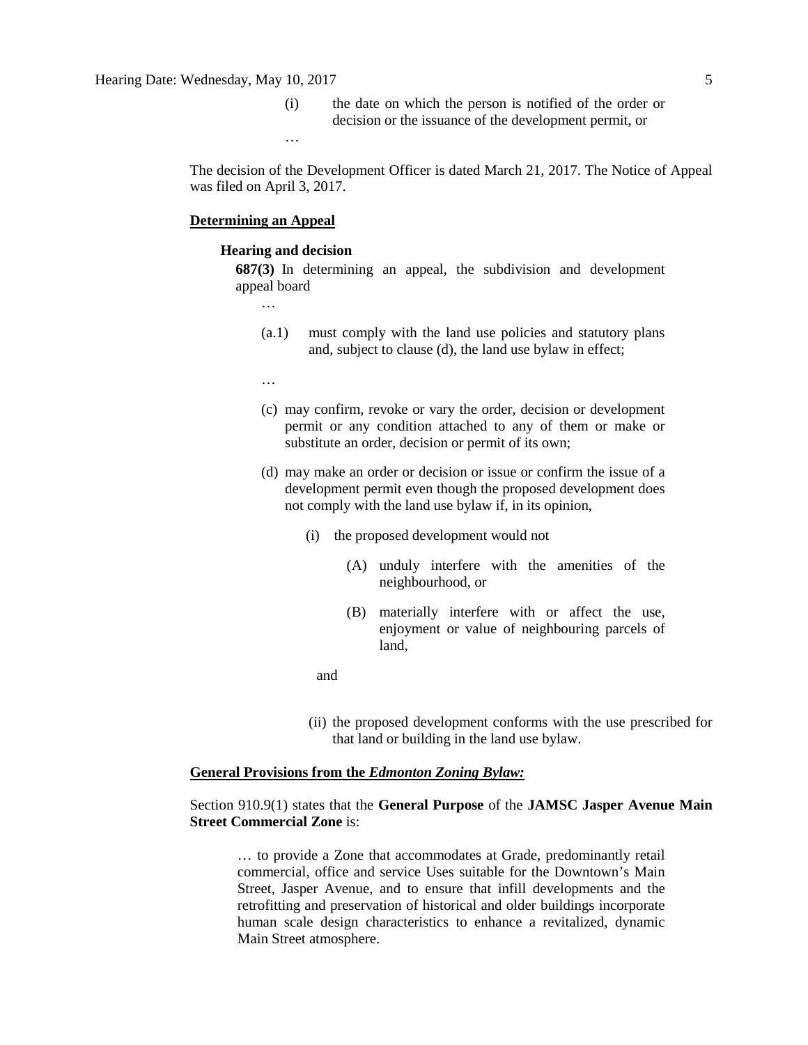(i) the date on which the person is notified of the order or decision or the issuance of the development permit, or

…

The decision of the Development Officer is dated March 21, 2017. The Notice of Appeal was filed on April 3, 2017.

**Determining an Appeal**

**Hearing and decision**

**687(3)** In determining an appeal, the subdivision and development appeal board

…

(a.1) must comply with the land use policies and statutory plans and, subject to clause (d), the land use bylaw in effect;

…

(c) may confirm, revoke or vary the order, decision or development permit or any condition attached to any of them or make or substitute an order, decision or permit of its own;

(d) may make an order or decision or issue or confirm the issue of a development permit even though the proposed development does not comply with the land use bylaw if, in its opinion,

(i) the proposed development would not

(A) unduly interfere with the amenities of the neighbourhood, or

(B) materially interfere with or affect the use, enjoyment or value of neighbouring parcels of land,

and

(ii) the proposed development conforms with the use prescribed for that land or building in the land use bylaw.

**General Provisions from the *Edmonton Zoning Bylaw:***

Section 910.9(1) states that the **General Purpose** of the **JAMSC Jasper Avenue Main Street Commercial Zone** is:

> … to provide a Zone that accommodates at Grade, predominantly retail commercial, office and service Uses suitable for the Downtown's Main Street, Jasper Avenue, and to ensure that infill developments and the retrofitting and preservation of historical and older buildings incorporate human scale design characteristics to enhance a revitalized, dynamic Main Street atmosphere.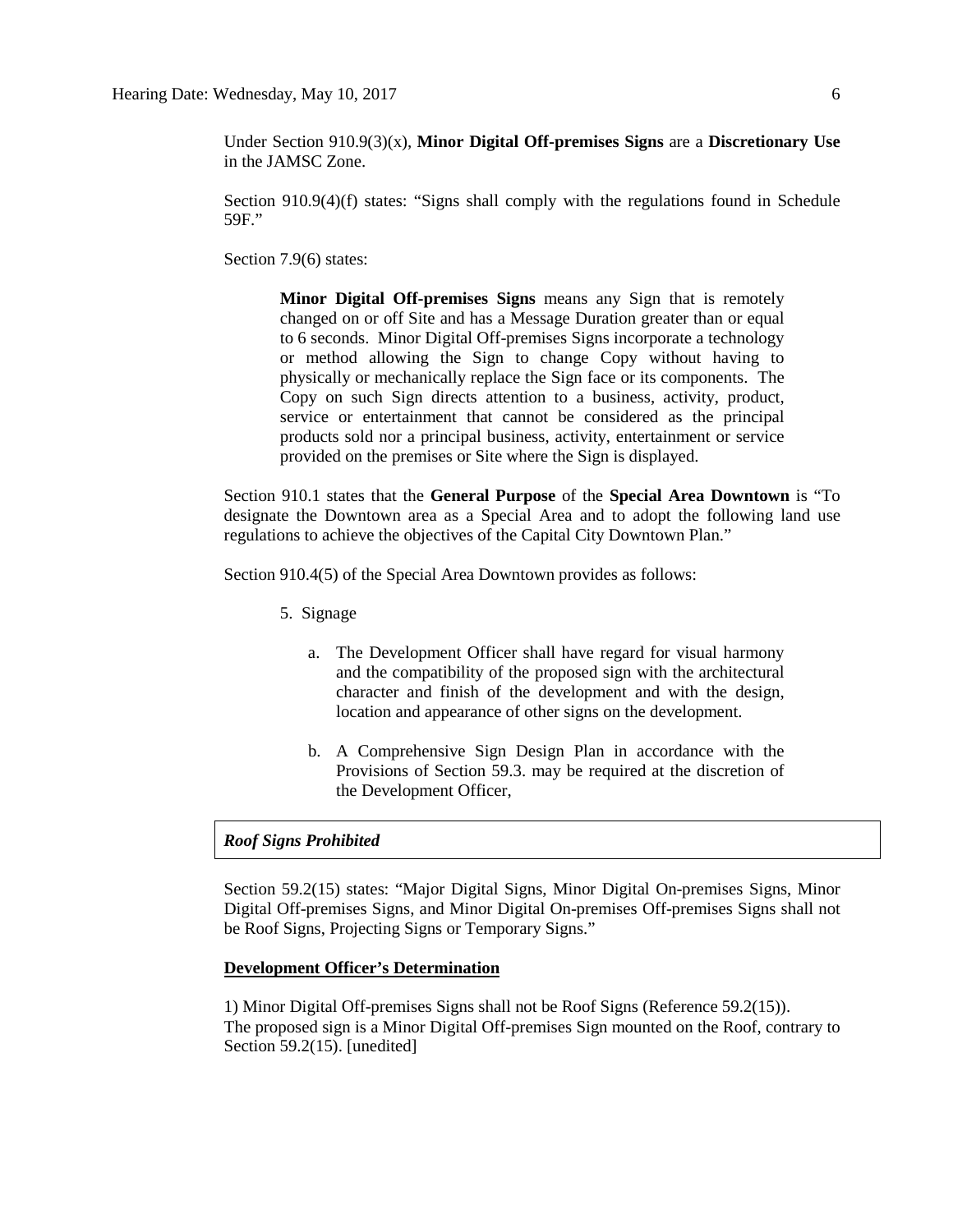Under Section 910.9(3)(x), **Minor Digital Off-premises Signs** are a **Discretionary Use** in the JAMSC Zone.

Section 910.9(4)(f) states: "Signs shall comply with the regulations found in Schedule 59F."

Section 7.9(6) states:

> **Minor Digital Off-premises Signs** means any Sign that is remotely changed on or off Site and has a Message Duration greater than or equal to 6 seconds. Minor Digital Off-premises Signs incorporate a technology or method allowing the Sign to change Copy without having to physically or mechanically replace the Sign face or its components. The Copy on such Sign directs attention to a business, activity, product, service or entertainment that cannot be considered as the principal products sold nor a principal business, activity, entertainment or service provided on the premises or Site where the Sign is displayed.

Section 910.1 states that the **General Purpose** of the **Special Area Downtown** is "To designate the Downtown area as a Special Area and to adopt the following land use regulations to achieve the objectives of the Capital City Downtown Plan."

Section 910.4(5) of the Special Area Downtown provides as follows:

> 5. Signage
>
> a. The Development Officer shall have regard for visual harmony and the compatibility of the proposed sign with the architectural character and finish of the development and with the design, location and appearance of other signs on the development.
>
> b. A Comprehensive Sign Design Plan in accordance with the Provisions of Section 59.3. may be required at the discretion of the Development Officer,

***Roof Signs Prohibited***

Section 59.2(15) states: "Major Digital Signs, Minor Digital On-premises Signs, Minor Digital Off-premises Signs, and Minor Digital On-premises Off-premises Signs shall not be Roof Signs, Projecting Signs or Temporary Signs."

**Development Officer's Determination**

1) Minor Digital Off-premises Signs shall not be Roof Signs (Reference 59.2(15)).
The proposed sign is a Minor Digital Off-premises Sign mounted on the Roof, contrary to Section 59.2(15). [unedited]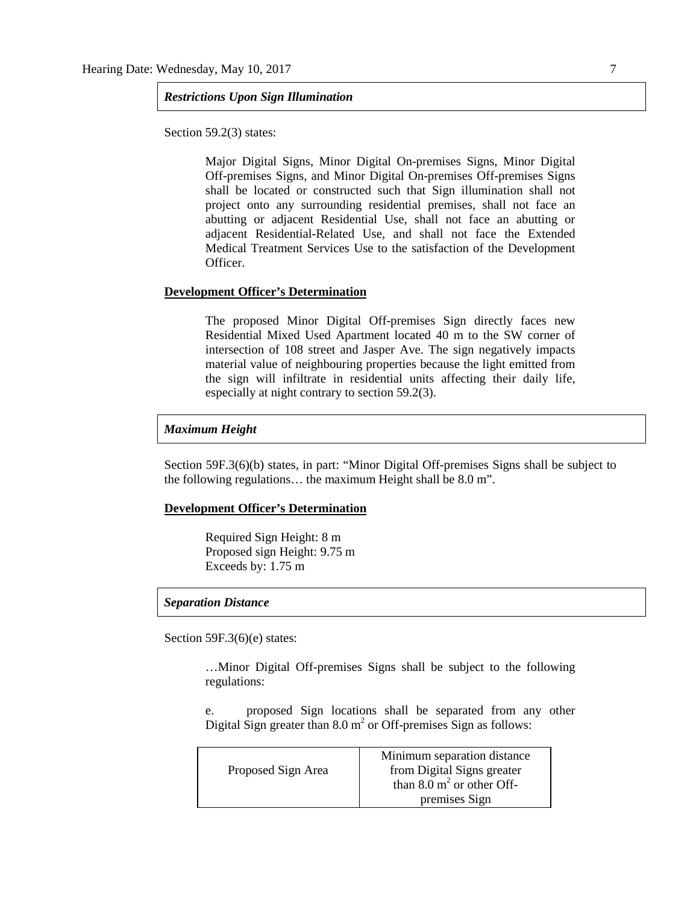### *Restrictions Upon Sign Illumination*

Section 59.2(3) states:

> Major Digital Signs, Minor Digital On-premises Signs, Minor Digital Off-premises Signs, and Minor Digital On-premises Off-premises Signs shall be located or constructed such that Sign illumination shall not project onto any surrounding residential premises, shall not face an abutting or adjacent Residential Use, shall not face an abutting or adjacent Residential-Related Use, and shall not face the Extended Medical Treatment Services Use to the satisfaction of the Development Officer.

**Development Officer's Determination**

> The proposed Minor Digital Off-premises Sign directly faces new Residential Mixed Used Apartment located 40 m to the SW corner of intersection of 108 street and Jasper Ave. The sign negatively impacts material value of neighbouring properties because the light emitted from the sign will infiltrate in residential units affecting their daily life, especially at night contrary to section 59.2(3).

### *Maximum Height*

Section 59F.3(6)(b) states, in part: "Minor Digital Off-premises Signs shall be subject to the following regulations… the maximum Height shall be 8.0 m".

**Development Officer's Determination**

> Required Sign Height: 8 m
> Proposed sign Height: 9.75 m
> Exceeds by: 1.75 m

### *Separation Distance*

Section 59F.3(6)(e) states:

> …Minor Digital Off-premises Signs shall be subject to the following regulations:
>
> e. proposed Sign locations shall be separated from any other Digital Sign greater than 8.0 $m^2$ or Off-premises Sign as follows:

| Proposed Sign Area | Minimum separation distance from Digital Signs greater than 8.0 $m^2$ or other Off-premises Sign |
|---|---|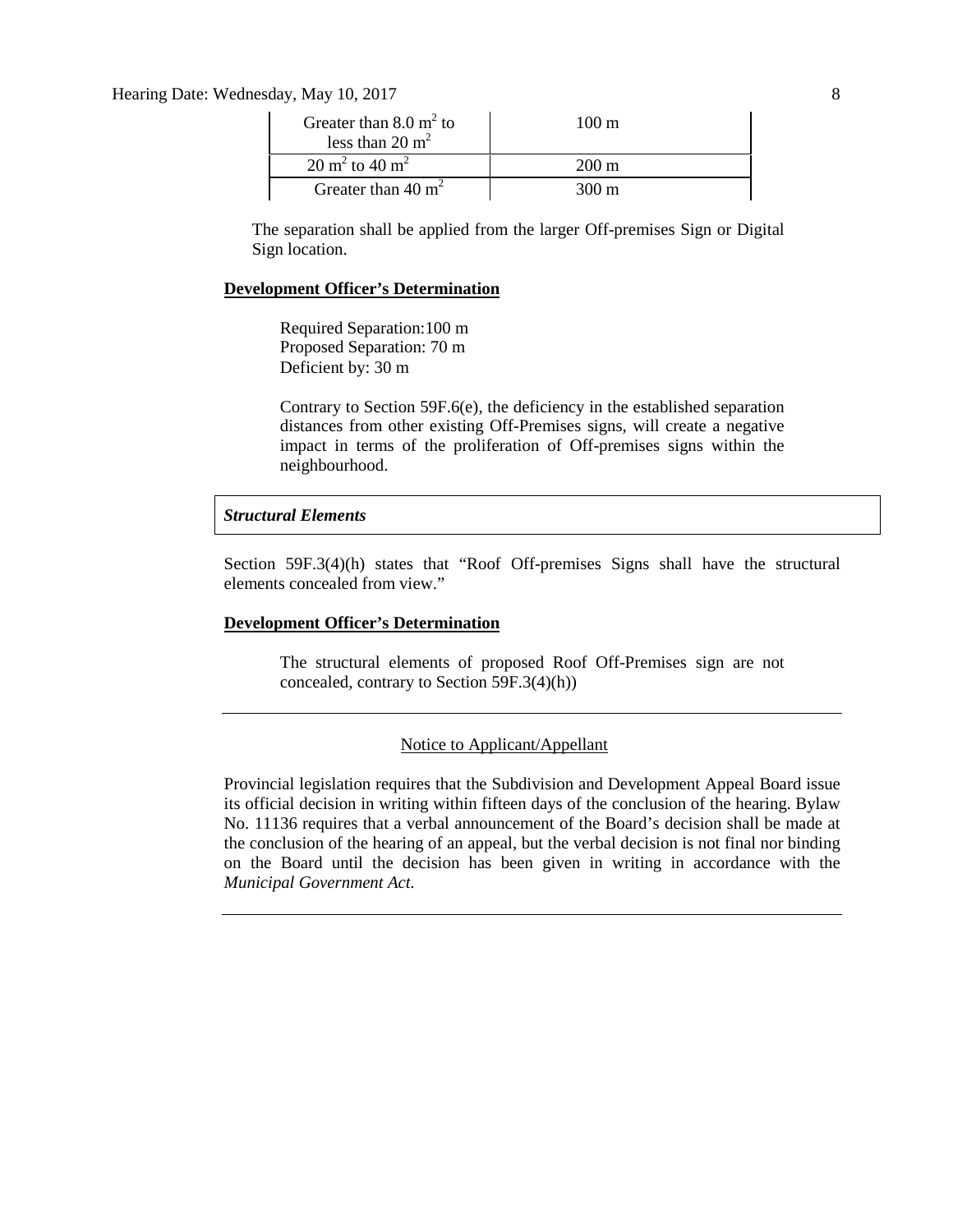| | |
|---|---|
| Greater than 8.0 $m^2$ to less than 20 $m^2$ | 100 m |
| 20 $m^2$ to 40 $m^2$ | 200 m |
| Greater than 40 $m^2$ | 300 m |

The separation shall be applied from the larger Off-premises Sign or Digital Sign location.

**Development Officer's Determination**

Required Separation:100 m
Proposed Separation: 70 m
Deficient by: 30 m

Contrary to Section 59F.6(e), the deficiency in the established separation distances from other existing Off-Premises signs, will create a negative impact in terms of the proliferation of Off-premises signs within the neighbourhood.

***Structural Elements***

Section 59F.3(4)(h) states that "Roof Off-premises Signs shall have the structural elements concealed from view."

**Development Officer's Determination**

The structural elements of proposed Roof Off-Premises sign are not concealed, contrary to Section 59F.3(4)(h))

---

Notice to Applicant/Appellant

Provincial legislation requires that the Subdivision and Development Appeal Board issue its official decision in writing within fifteen days of the conclusion of the hearing. Bylaw No. 11136 requires that a verbal announcement of the Board's decision shall be made at the conclusion of the hearing of an appeal, but the verbal decision is not final nor binding on the Board until the decision has been given in writing in accordance with the *Municipal Government Act*.

---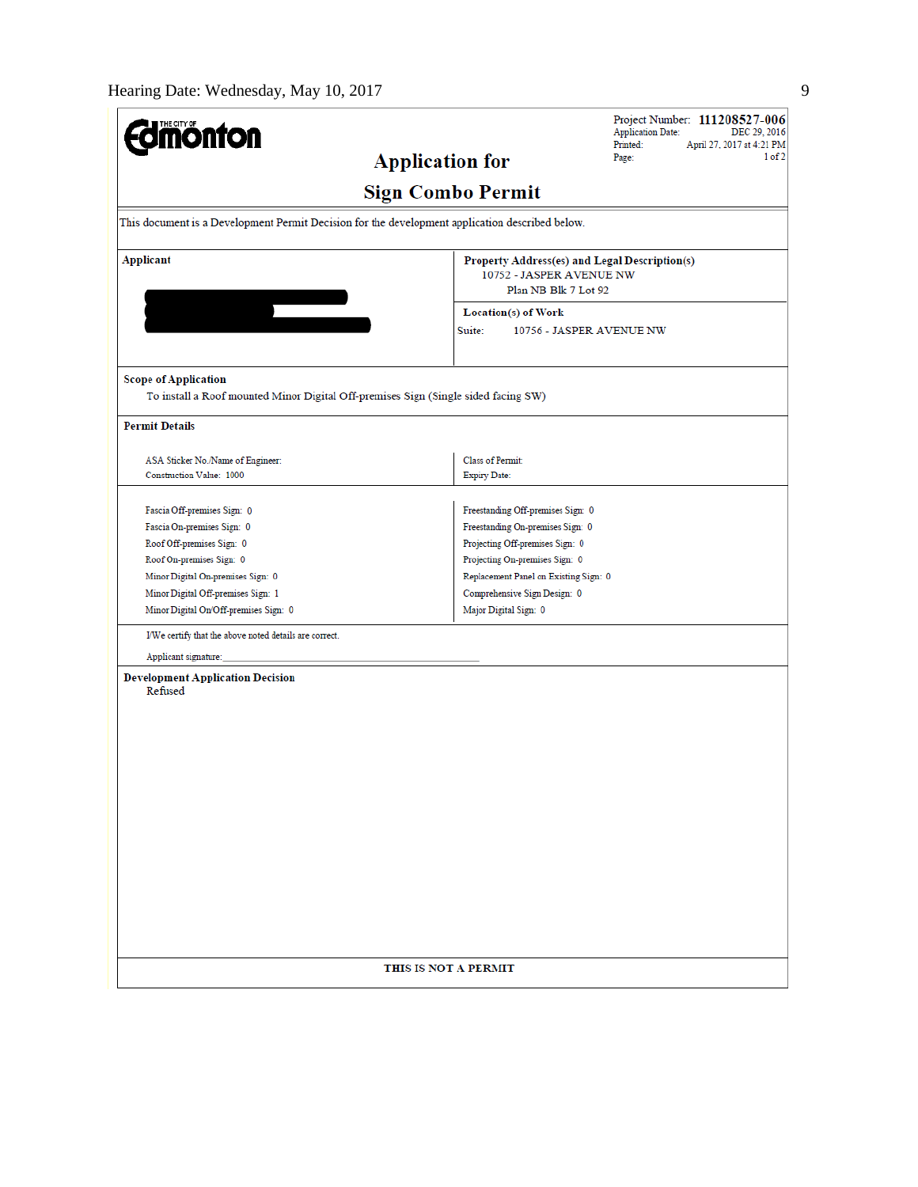Hearing Date: Wednesday, May 10, 2017

**THE CITY OF Edmonton**

Project Number: **111208527-006**
Application Date: DEC 29, 2016
Printed: April 27, 2017 at 4:21 PM
Page: 1 of 2

# Application for Sign Combo Permit

This document is a Development Permit Decision for the development application described below.

| Applicant | Property Address(es) and Legal Description(s) |
| --- | --- |
| | 10752 - JASPER AVENUE NW<br>Plan NB Blk 7 Lot 92 |
| | **Location(s) of Work**<br>Suite: 10756 - JASPER AVENUE NW |

**Scope of Application**

To install a Roof mounted Minor Digital Off-premises Sign (Single sided facing SW)

**Permit Details**

| | |
| --- | --- |
| ASA Sticker No./Name of Engineer: | Class of Permit: |
| Construction Value: 1000 | Expiry Date: |

| | |
| --- | --- |
| Fascia Off-premises Sign: 0 | Freestanding Off-premises Sign: 0 |
| Fascia On-premises Sign: 0 | Freestanding On-premises Sign: 0 |
| Roof Off-premises Sign: 0 | Projecting Off-premises Sign: 0 |
| Roof On-premises Sign: 0 | Projecting On-premises Sign: 0 |
| Minor Digital On-premises Sign: 0 | Replacement Panel on Existing Sign: 0 |
| Minor Digital Off-premises Sign: 1 | Comprehensive Sign Design: 0 |
| Minor Digital On/Off-premises Sign: 0 | Major Digital Sign: 0 |

I/We certify that the above noted details are correct.

Applicant signature: ______________________________

**Development Application Decision**

Refused

**THIS IS NOT A PERMIT**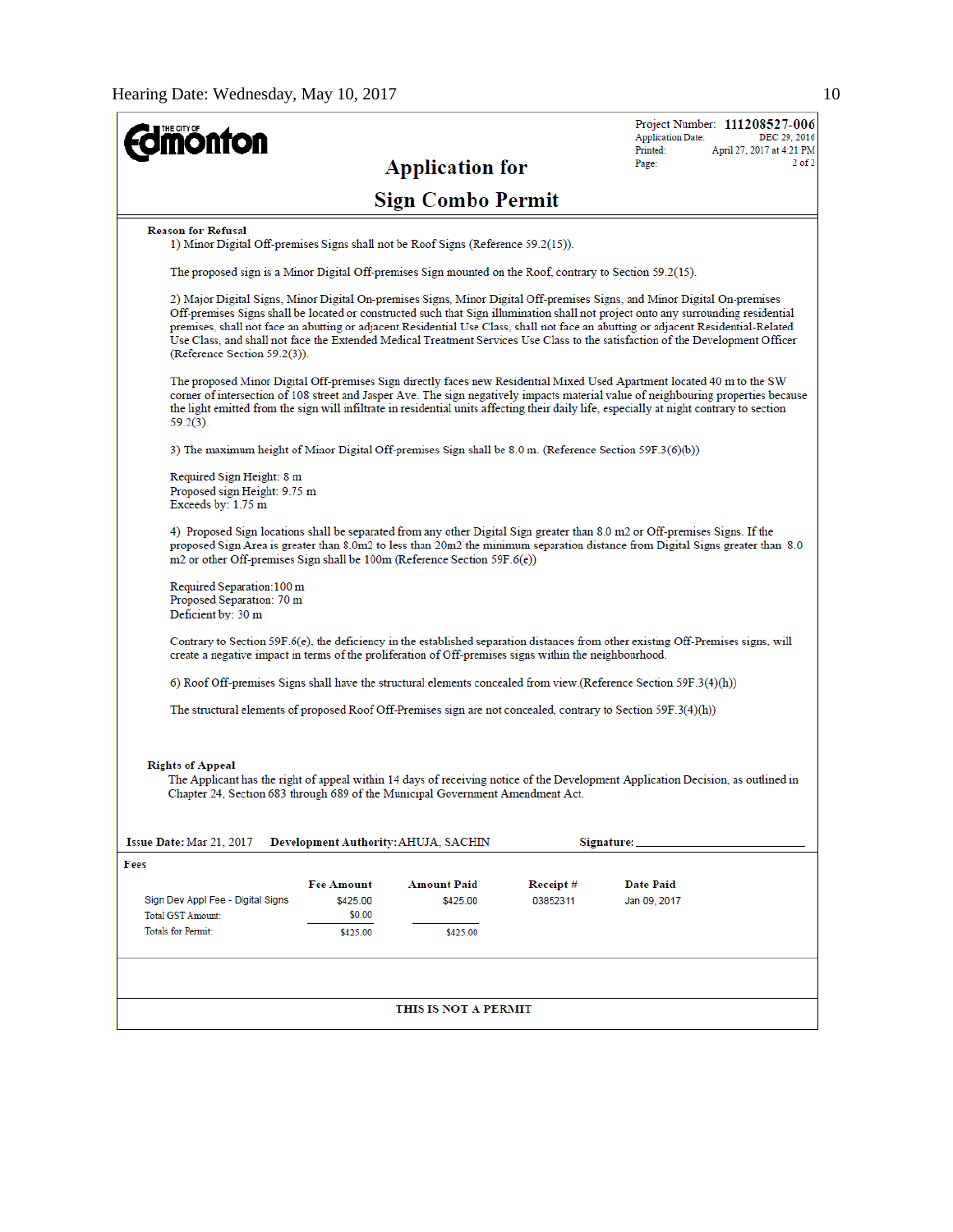**Edmonton** (The City of)

Project Number: **111208527-006**
Application Date: DEC 29, 2016
Printed: April 27, 2017 at 4:21 PM

# Application for

# Sign Combo Permit

**Reason for Refusal**

1) Minor Digital Off-premises Signs shall not be Roof Signs (Reference 59.2(15)).

The proposed sign is a Minor Digital Off-premises Sign mounted on the Roof, contrary to Section 59.2(15).

2) Major Digital Signs, Minor Digital On-premises Signs, Minor Digital Off-premises Signs, and Minor Digital On-premises Off-premises Signs shall be located or constructed such that Sign illumination shall not project onto any surrounding residential premises, shall not face an abutting or adjacent Residential Use Class, shall not face an abutting or adjacent Residential-Related Use Class, and shall not face the Extended Medical Treatment Services Use Class to the satisfaction of the Development Officer (Reference Section 59.2(3)).

The proposed Minor Digital Off-premises Sign directly faces new Residential Mixed Used Apartment located 40 m to the SW corner of intersection of 108 street and Jasper Ave. The sign negatively impacts material value of neighbouring properties because the light emitted from the sign will infiltrate in residential units affecting their daily life, especially at night contrary to section 59.2(3).

3) The maximum height of Minor Digital Off-premises Sign shall be 8.0 m. (Reference Section 59F.3(6)(b))

Required Sign Height: 8 m
Proposed sign Height: 9.75 m
Exceeds by: 1.75 m

4) Proposed Sign locations shall be separated from any other Digital Sign greater than 8.0 m2 or Off-premises Signs. If the proposed Sign Area is greater than 8.0m2 to less than 20m2 the minimum separation distance from Digital Signs greater than 8.0 m2 or other Off-premises Sign shall be 100m (Reference Section 59F.6(e))

Required Separation: 100 m
Proposed Separation: 70 m
Deficient by: 30 m

Contrary to Section 59F.6(e), the deficiency in the established separation distances from other existing Off-Premises signs, will create a negative impact in terms of the proliferation of Off-premises signs within the neighbourhood.

6) Roof Off-premises Signs shall have the structural elements concealed from view.(Reference Section 59F.3(4)(h))

The structural elements of proposed Roof Off-Premises sign are not concealed, contrary to Section 59F.3(4)(h))

**Rights of Appeal**

The Applicant has the right of appeal within 14 days of receiving notice of the Development Application Decision, as outlined in Chapter 24, Section 683 through 689 of the Municipal Government Amendment Act.

**Issue Date:** Mar 21, 2017 **Development Authority:** AHUJA, SACHIN **Signature:** ________________

**Fees**

| | Fee Amount | Amount Paid | Receipt # | Date Paid |
|---|---|---|---|---|
| Sign Dev Appl Fee - Digital Signs | $425.00 | $425.00 | 03852311 | Jan 09, 2017 |
| Total GST Amount: | $0.00 | | | |
| Totals for Permit: | $425.00 | $425.00 | | |

**THIS IS NOT A PERMIT**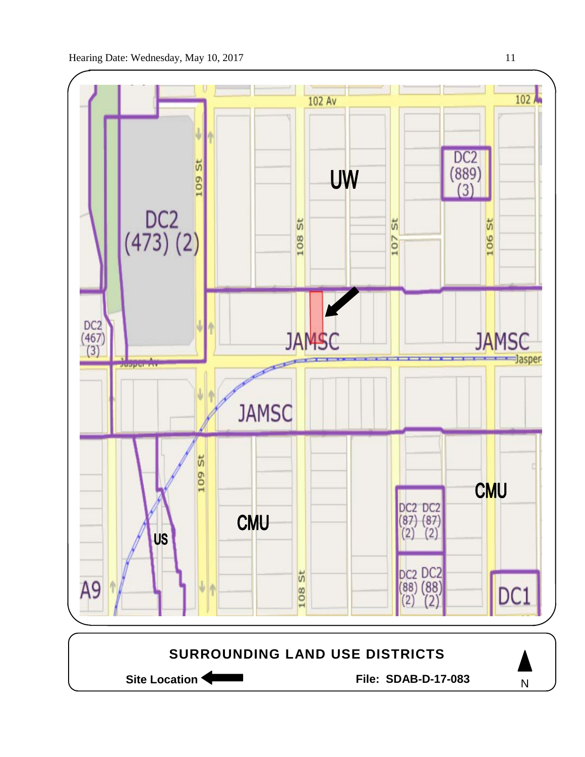102 Av

102 Av

UW

DC2 (889) (3)

109 St

108 St

107 St

106 St

DC2 (473) (2)

DC2 (467) (3)

JAMSC

JAMSC

Jasper Av

Jasper

JAMSC

109 St

CMU

US

CMU

DC2 (87) (2)

DC2 (87) (2)

DC2 (88) (2)

DC2 (88) (2)

A9

108 St

DC1

**SURROUNDING LAND USE DISTRICTS**

**Site Location**

**File: SDAB-D-17-083**

N